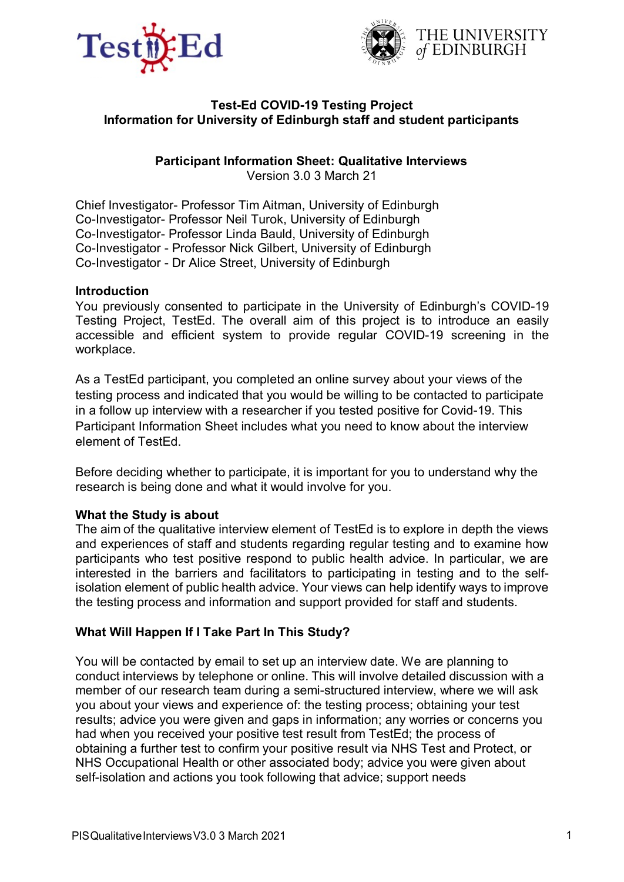# Test-Ed COVID-19 Testing Project
## Information for University of Edinburgh staff and student participants

### Participant Information Sheet: Qualitative Interviews
Version 3.0 3 March 21

Chief Investigator- Professor Tim Aitman, University of Edinburgh
Co-Investigator- Professor Neil Turok, University of Edinburgh
Co-Investigator- Professor Linda Bauld, University of Edinburgh
Co-Investigator - Professor Nick Gilbert, University of Edinburgh
Co-Investigator - Dr Alice Street, University of Edinburgh

**Introduction**

You previously consented to participate in the University of Edinburgh's COVID-19 Testing Project, TestEd. The overall aim of this project is to introduce an easily accessible and efficient system to provide regular COVID-19 screening in the workplace.

As a TestEd participant, you completed an online survey about your views of the testing process and indicated that you would be willing to be contacted to participate in a follow up interview with a researcher if you tested positive for Covid-19. This Participant Information Sheet includes what you need to know about the interview element of TestEd.

Before deciding whether to participate, it is important for you to understand why the research is being done and what it would involve for you.

**What the Study is about**

The aim of the qualitative interview element of TestEd is to explore in depth the views and experiences of staff and students regarding regular testing and to examine how participants who test positive respond to public health advice. In particular, we are interested in the barriers and facilitators to participating in testing and to the self-isolation element of public health advice. Your views can help identify ways to improve the testing process and information and support provided for staff and students.

**What Will Happen If I Take Part In This Study?**

You will be contacted by email to set up an interview date. We are planning to conduct interviews by telephone or online. This will involve detailed discussion with a member of our research team during a semi-structured interview, where we will ask you about your views and experience of: the testing process; obtaining your test results; advice you were given and gaps in information; any worries or concerns you had when you received your positive test result from TestEd; the process of obtaining a further test to confirm your positive result via NHS Test and Protect, or NHS Occupational Health or other associated body; advice you were given about self-isolation and actions you took following that advice; support needs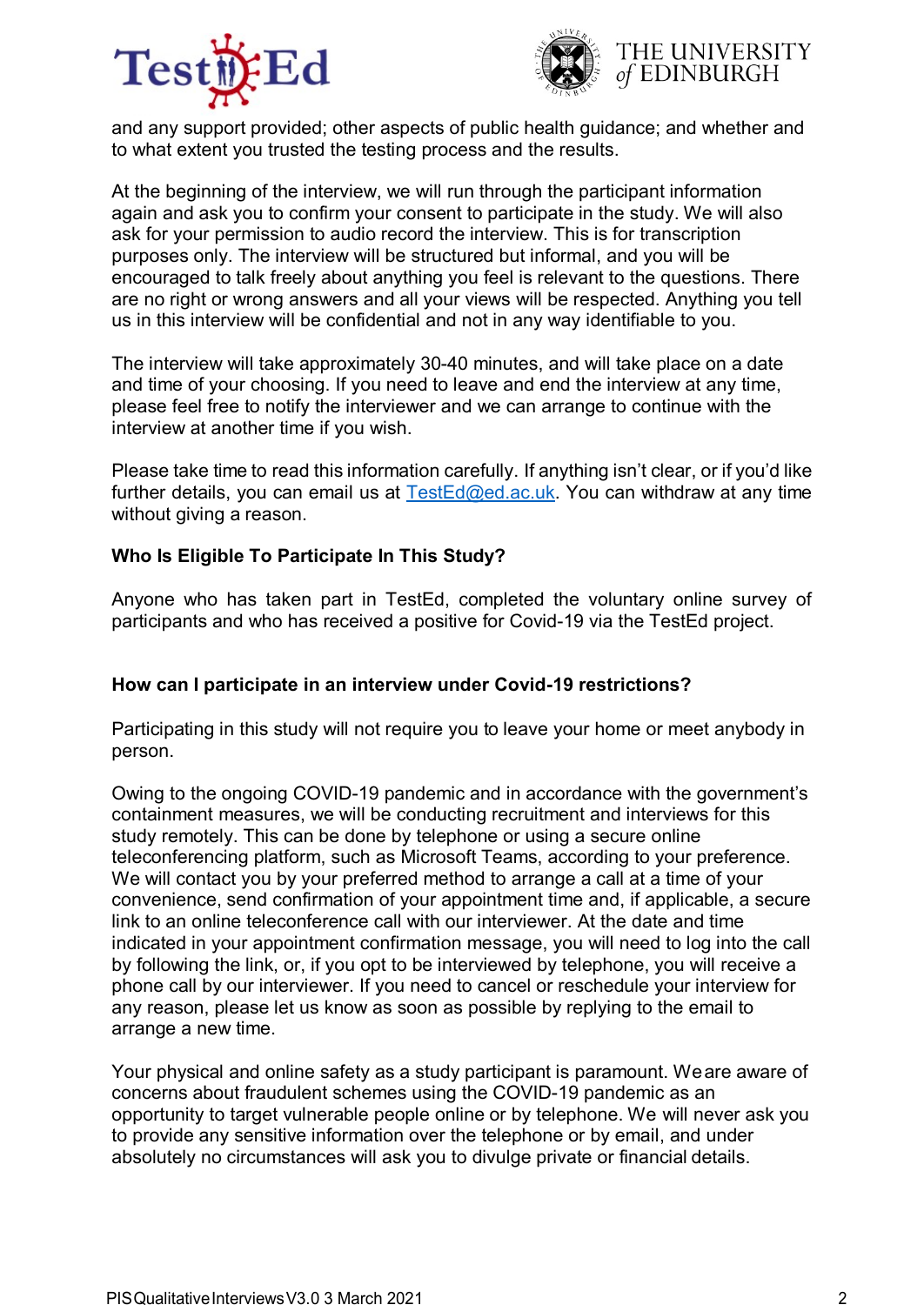and any support provided; other aspects of public health guidance; and whether and to what extent you trusted the testing process and the results.

At the beginning of the interview, we will run through the participant information again and ask you to confirm your consent to participate in the study. We will also ask for your permission to audio record the interview. This is for transcription purposes only. The interview will be structured but informal, and you will be encouraged to talk freely about anything you feel is relevant to the questions. There are no right or wrong answers and all your views will be respected. Anything you tell us in this interview will be confidential and not in any way identifiable to you.

The interview will take approximately 30-40 minutes, and will take place on a date and time of your choosing. If you need to leave and end the interview at any time, please feel free to notify the interviewer and we can arrange to continue with the interview at another time if you wish.

Please take time to read this information carefully. If anything isn't clear, or if you'd like further details, you can email us at TestEd@ed.ac.uk. You can withdraw at any time without giving a reason.

**Who Is Eligible To Participate In This Study?**

Anyone who has taken part in TestEd, completed the voluntary online survey of participants and who has received a positive for Covid-19 via the TestEd project.

**How can I participate in an interview under Covid-19 restrictions?**

Participating in this study will not require you to leave your home or meet anybody in person.

Owing to the ongoing COVID-19 pandemic and in accordance with the government's containment measures, we will be conducting recruitment and interviews for this study remotely. This can be done by telephone or using a secure online teleconferencing platform, such as Microsoft Teams, according to your preference. We will contact you by your preferred method to arrange a call at a time of your convenience, send confirmation of your appointment time and, if applicable, a secure link to an online teleconference call with our interviewer. At the date and time indicated in your appointment confirmation message, you will need to log into the call by following the link, or, if you opt to be interviewed by telephone, you will receive a phone call by our interviewer. If you need to cancel or reschedule your interview for any reason, please let us know as soon as possible by replying to the email to arrange a new time.

Your physical and online safety as a study participant is paramount. We are aware of concerns about fraudulent schemes using the COVID-19 pandemic as an opportunity to target vulnerable people online or by telephone. We will never ask you to provide any sensitive information over the telephone or by email, and under absolutely no circumstances will ask you to divulge private or financial details.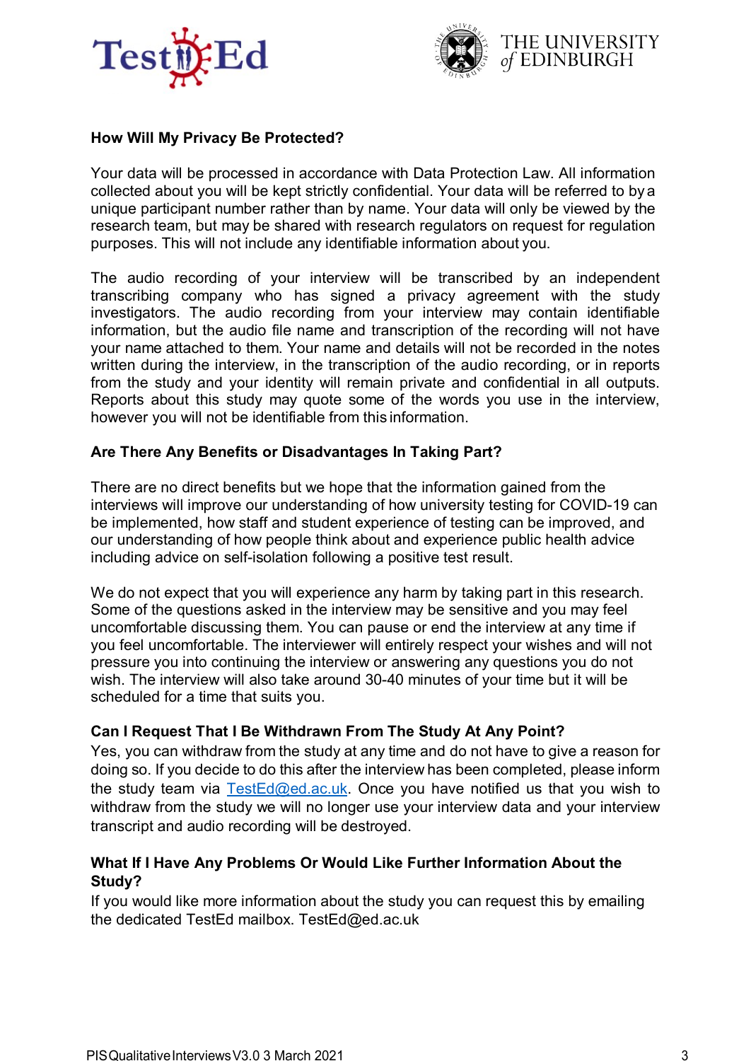## How Will My Privacy Be Protected?

Your data will be processed in accordance with Data Protection Law. All information collected about you will be kept strictly confidential. Your data will be referred to by a unique participant number rather than by name. Your data will only be viewed by the research team, but may be shared with research regulators on request for regulation purposes. This will not include any identifiable information about you.

The audio recording of your interview will be transcribed by an independent transcribing company who has signed a privacy agreement with the study investigators. The audio recording from your interview may contain identifiable information, but the audio file name and transcription of the recording will not have your name attached to them. Your name and details will not be recorded in the notes written during the interview, in the transcription of the audio recording, or in reports from the study and your identity will remain private and confidential in all outputs. Reports about this study may quote some of the words you use in the interview, however you will not be identifiable from this information.

## Are There Any Benefits or Disadvantages In Taking Part?

There are no direct benefits but we hope that the information gained from the interviews will improve our understanding of how university testing for COVID-19 can be implemented, how staff and student experience of testing can be improved, and our understanding of how people think about and experience public health advice including advice on self-isolation following a positive test result.

We do not expect that you will experience any harm by taking part in this research. Some of the questions asked in the interview may be sensitive and you may feel uncomfortable discussing them. You can pause or end the interview at any time if you feel uncomfortable. The interviewer will entirely respect your wishes and will not pressure you into continuing the interview or answering any questions you do not wish. The interview will also take around 30-40 minutes of your time but it will be scheduled for a time that suits you.

## Can I Request That I Be Withdrawn From The Study At Any Point?

Yes, you can withdraw from the study at any time and do not have to give a reason for doing so. If you decide to do this after the interview has been completed, please inform the study team via [TestEd@ed.ac.uk](mailto:TestEd@ed.ac.uk). Once you have notified us that you wish to withdraw from the study we will no longer use your interview data and your interview transcript and audio recording will be destroyed.

## What If I Have Any Problems Or Would Like Further Information About the Study?

If you would like more information about the study you can request this by emailing the dedicated TestEd mailbox. TestEd@ed.ac.uk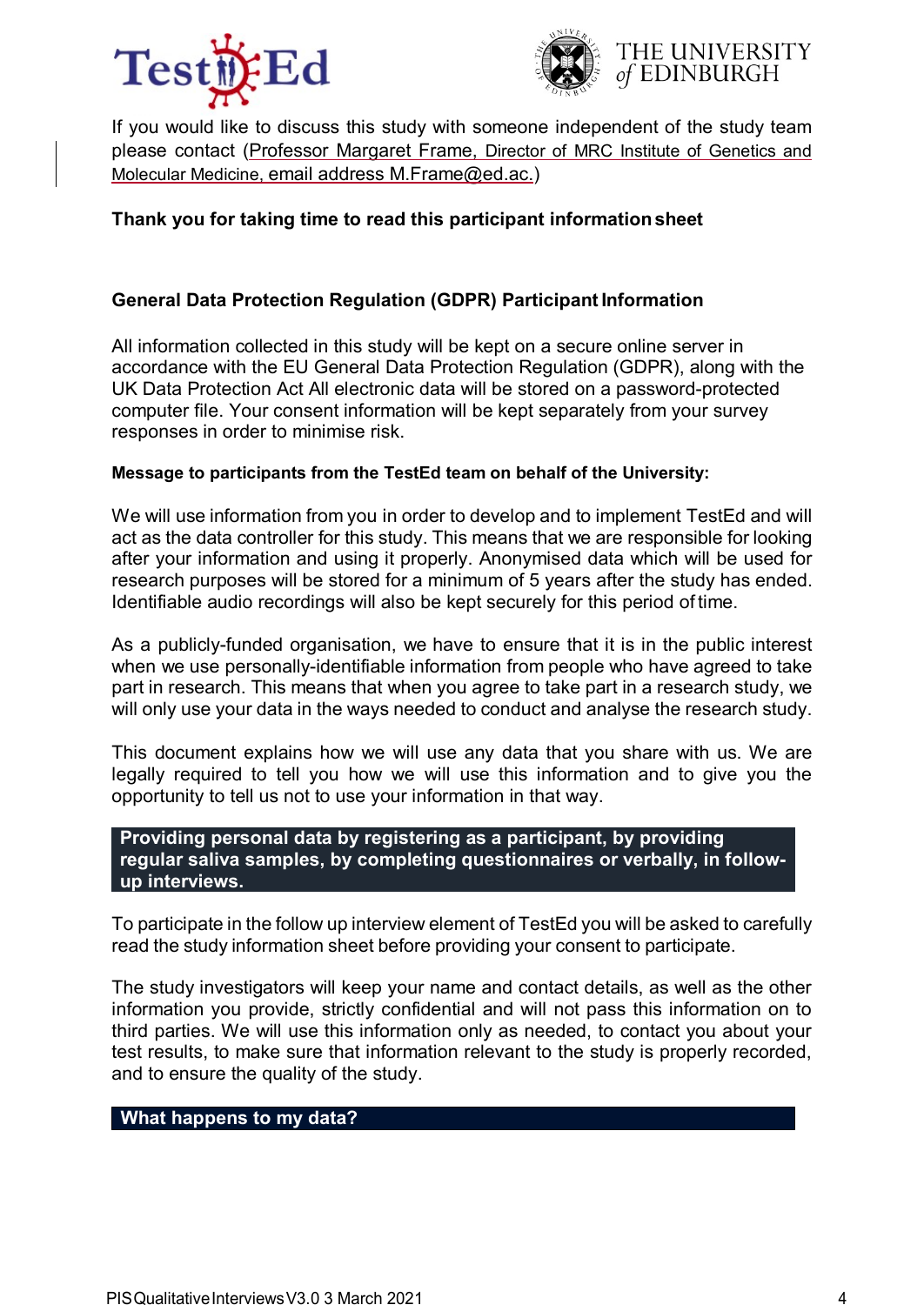If you would like to discuss this study with someone independent of the study team please contact (Professor Margaret Frame, Director of MRC Institute of Genetics and Molecular Medicine, email address M.Frame@ed.ac.)

**Thank you for taking time to read this participant information sheet**

## General Data Protection Regulation (GDPR) Participant Information

All information collected in this study will be kept on a secure online server in accordance with the EU General Data Protection Regulation (GDPR), along with the UK Data Protection Act All electronic data will be stored on a password-protected computer file. Your consent information will be kept separately from your survey responses in order to minimise risk.

**Message to participants from the TestEd team on behalf of the University:**

We will use information from you in order to develop and to implement TestEd and will act as the data controller for this study. This means that we are responsible for looking after your information and using it properly. Anonymised data which will be used for research purposes will be stored for a minimum of 5 years after the study has ended. Identifiable audio recordings will also be kept securely for this period of time.

As a publicly-funded organisation, we have to ensure that it is in the public interest when we use personally-identifiable information from people who have agreed to take part in research. This means that when you agree to take part in a research study, we will only use your data in the ways needed to conduct and analyse the research study.

This document explains how we will use any data that you share with us. We are legally required to tell you how we will use this information and to give you the opportunity to tell us not to use your information in that way.

### Providing personal data by registering as a participant, by providing regular saliva samples, by completing questionnaires or verbally, in follow-up interviews.

To participate in the follow up interview element of TestEd you will be asked to carefully read the study information sheet before providing your consent to participate.

The study investigators will keep your name and contact details, as well as the other information you provide, strictly confidential and will not pass this information on to third parties. We will use this information only as needed, to contact you about your test results, to make sure that information relevant to the study is properly recorded, and to ensure the quality of the study.

### What happens to my data?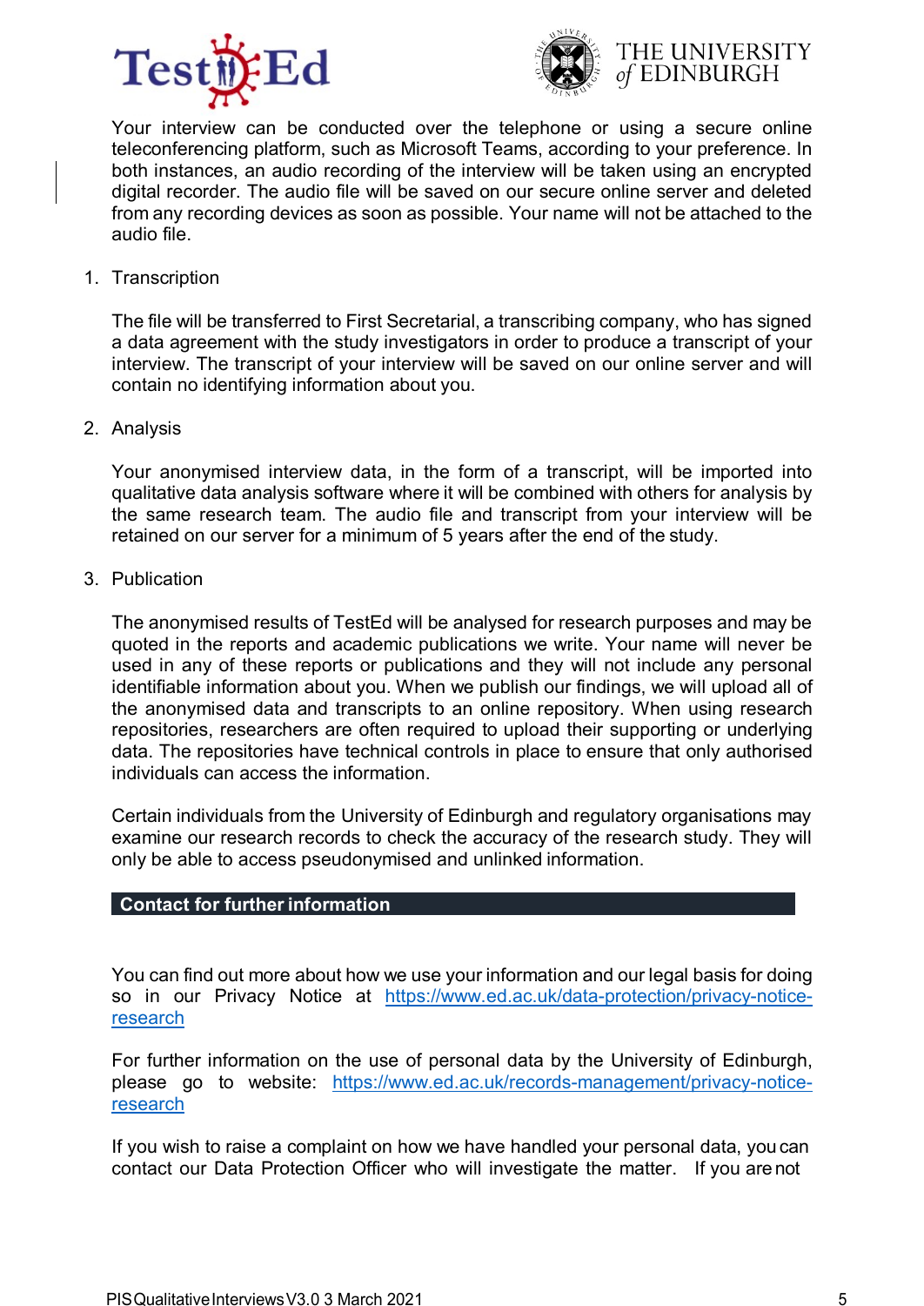Your interview can be conducted over the telephone or using a secure online teleconferencing platform, such as Microsoft Teams, according to your preference. In both instances, an audio recording of the interview will be taken using an encrypted digital recorder. The audio file will be saved on our secure online server and deleted from any recording devices as soon as possible. Your name will not be attached to the audio file.

1. Transcription

   The file will be transferred to First Secretarial, a transcribing company, who has signed a data agreement with the study investigators in order to produce a transcript of your interview. The transcript of your interview will be saved on our online server and will contain no identifying information about you.

2. Analysis

   Your anonymised interview data, in the form of a transcript, will be imported into qualitative data analysis software where it will be combined with others for analysis by the same research team. The audio file and transcript from your interview will be retained on our server for a minimum of 5 years after the end of the study.

3. Publication

   The anonymised results of TestEd will be analysed for research purposes and may be quoted in the reports and academic publications we write. Your name will never be used in any of these reports or publications and they will not include any personal identifiable information about you. When we publish our findings, we will upload all of the anonymised data and transcripts to an online repository. When using research repositories, researchers are often required to upload their supporting or underlying data. The repositories have technical controls in place to ensure that only authorised individuals can access the information.

   Certain individuals from the University of Edinburgh and regulatory organisations may examine our research records to check the accuracy of the research study. They will only be able to access pseudonymised and unlinked information.

## Contact for further information

You can find out more about how we use your information and our legal basis for doing so in our Privacy Notice at https://www.ed.ac.uk/data-protection/privacy-notice-research

For further information on the use of personal data by the University of Edinburgh, please go to website: https://www.ed.ac.uk/records-management/privacy-notice-research

If you wish to raise a complaint on how we have handled your personal data, you can contact our Data Protection Officer who will investigate the matter. If you are not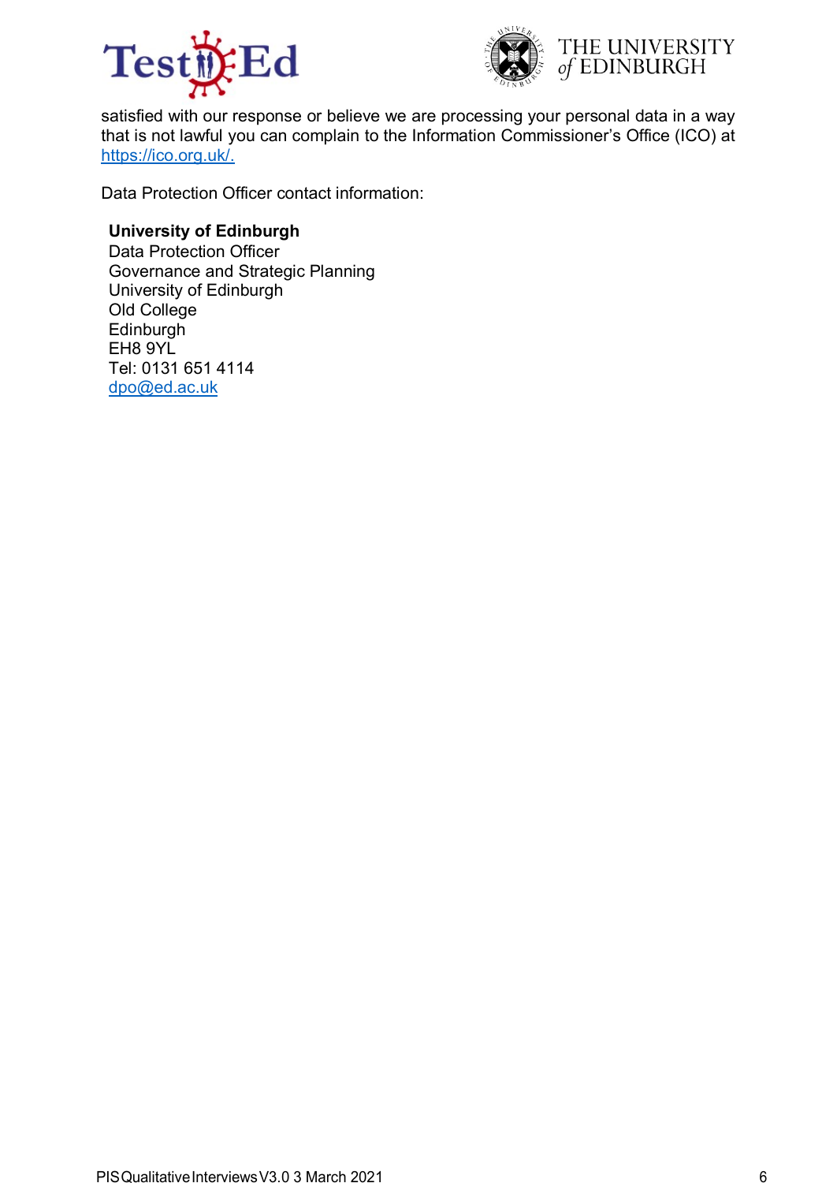satisfied with our response or believe we are processing your personal data in a way that is not lawful you can complain to the Information Commissioner's Office (ICO) at https://ico.org.uk/.

Data Protection Officer contact information:

**University of Edinburgh**
Data Protection Officer
Governance and Strategic Planning
University of Edinburgh
Old College
Edinburgh
EH8 9YL
Tel: 0131 651 4114
dpo@ed.ac.uk